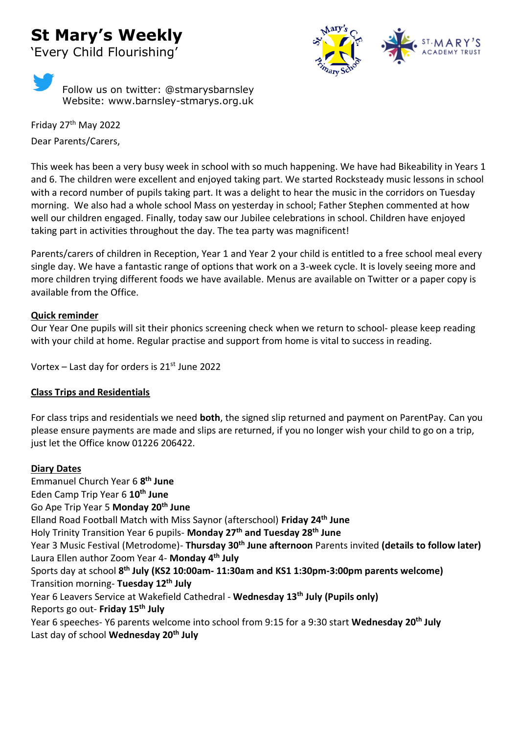# St Mary's Weekly

'Every Child Flourishing'

Follow us on twitter: @stmarysbarnsley
Website: www.barnsley-stmarys.org.uk

Friday 27th May 2022

Dear Parents/Carers,

This week has been a very busy week in school with so much happening. We have had Bikeability in Years 1 and 6. The children were excellent and enjoyed taking part. We started Rocksteady music lessons in school with a record number of pupils taking part. It was a delight to hear the music in the corridors on Tuesday morning. We also had a whole school Mass on yesterday in school; Father Stephen commented at how well our children engaged. Finally, today saw our Jubilee celebrations in school. Children have enjoyed taking part in activities throughout the day. The tea party was magnificent!

Parents/carers of children in Reception, Year 1 and Year 2 your child is entitled to a free school meal every single day. We have a fantastic range of options that work on a 3-week cycle. It is lovely seeing more and more children trying different foods we have available. Menus are available on Twitter or a paper copy is available from the Office.

**Quick reminder**

Our Year One pupils will sit their phonics screening check when we return to school- please keep reading with your child at home. Regular practise and support from home is vital to success in reading.

Vortex – Last day for orders is 21st June 2022

**Class Trips and Residentials**

For class trips and residentials we need **both**, the signed slip returned and payment on ParentPay. Can you please ensure payments are made and slips are returned, if you no longer wish your child to go on a trip, just let the Office know 01226 206422.

**Diary Dates**

Emmanuel Church Year 6 **8th June**
Eden Camp Trip Year 6 **10th June**
Go Ape Trip Year 5 **Monday 20th June**
Elland Road Football Match with Miss Saynor (afterschool) **Friday 24th June**
Holy Trinity Transition Year 6 pupils- **Monday 27th and Tuesday 28th June**
Year 3 Music Festival (Metrodome)- **Thursday 30th June afternoon** Parents invited **(details to follow later)**
Laura Ellen author Zoom Year 4- **Monday 4th July**
Sports day at school **8th July (KS2 10:00am- 11:30am and KS1 1:30pm-3:00pm parents welcome)**
Transition morning- **Tuesday 12th July**
Year 6 Leavers Service at Wakefield Cathedral - **Wednesday 13th July (Pupils only)**
Reports go out- **Friday 15th July**
Year 6 speeches- Y6 parents welcome into school from 9:15 for a 9:30 start **Wednesday 20th July**
Last day of school **Wednesday 20th July**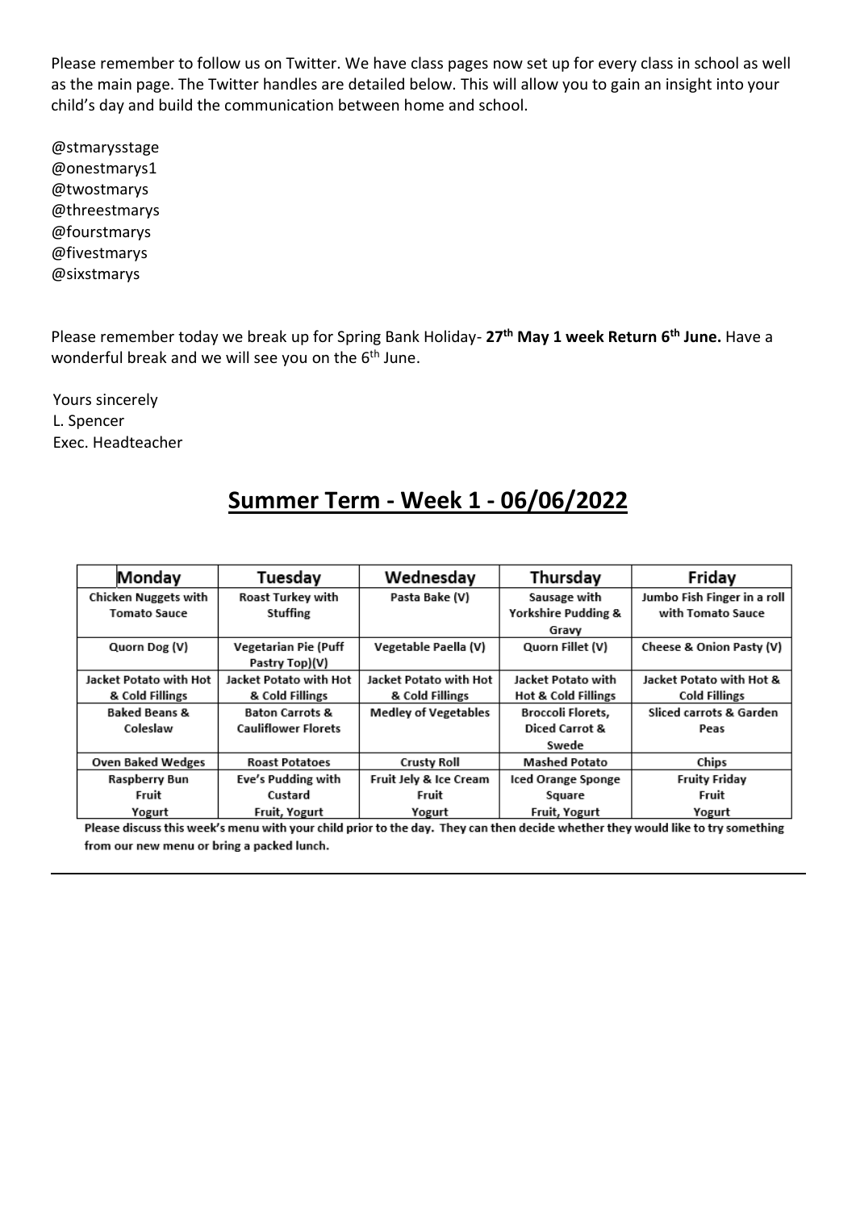Please remember to follow us on Twitter. We have class pages now set up for every class in school as well as the main page. The Twitter handles are detailed below. This will allow you to gain an insight into your child's day and build the communication between home and school.

@stmarysstage
@onestmarys1
@twostmarys
@threestmarys
@fourstmarys
@fivestmarys
@sixstmarys

Please remember today we break up for Spring Bank Holiday- **27th May 1 week Return 6th June.** Have a wonderful break and we will see you on the 6th June.

Yours sincerely
L. Spencer
Exec. Headteacher

# Summer Term - Week 1 - 06/06/2022

| Monday | Tuesday | Wednesday | Thursday | Friday |
|---|---|---|---|---|
| Chicken Nuggets with Tomato Sauce | Roast Turkey with Stuffing | Pasta Bake (V) | Sausage with Yorkshire Pudding & Gravy | Jumbo Fish Finger in a roll with Tomato Sauce |
| Quorn Dog (V) | Vegetarian Pie (Puff Pastry Top)(V) | Vegetable Paella (V) | Quorn Fillet (V) | Cheese & Onion Pasty (V) |
| Jacket Potato with Hot & Cold Fillings | Jacket Potato with Hot & Cold Fillings | Jacket Potato with Hot & Cold Fillings | Jacket Potato with Hot & Cold Fillings | Jacket Potato with Hot & Cold Fillings |
| Baked Beans & Coleslaw | Baton Carrots & Cauliflower Florets | Medley of Vegetables | Broccoli Florets, Diced Carrot & Swede | Sliced carrots & Garden Peas |
| Oven Baked Wedges | Roast Potatoes | Crusty Roll | Mashed Potato | Chips |
| Raspberry Bun Fruit Yogurt | Eve's Pudding with Custard Fruit, Yogurt | Fruit Jely & Ice Cream Fruit Yogurt | Iced Orange Sponge Square Fruit, Yogurt | Fruity Friday Fruit Yogurt |

Please discuss this week's menu with your child prior to the day. They can then decide whether they would like to try something from our new menu or bring a packed lunch.